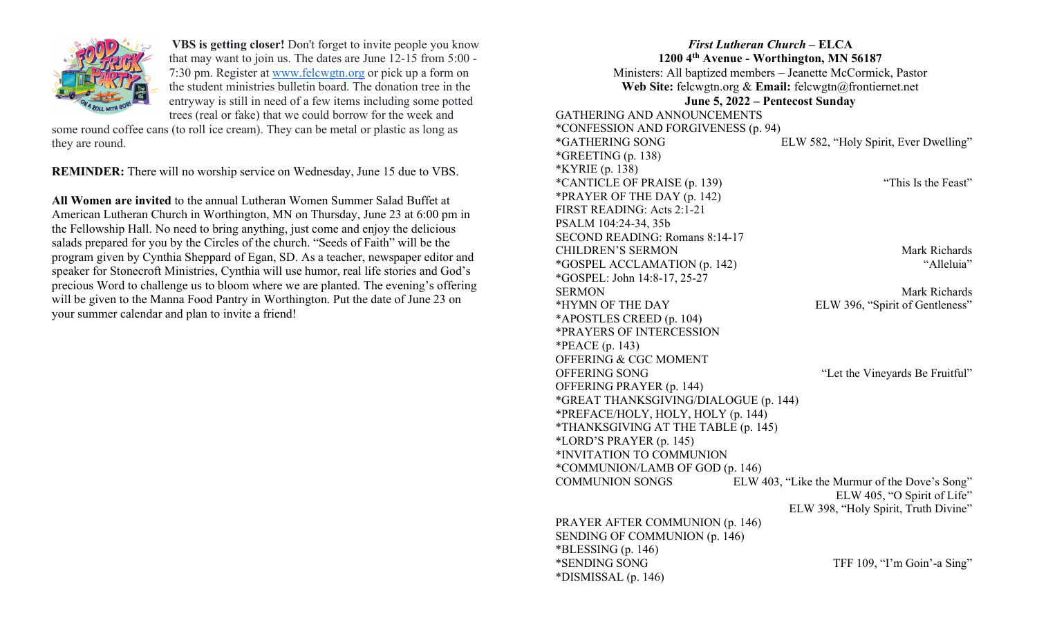**VBS is getting closer!** Don't forget to invite people you know that may want to join us. The dates are June 12-15 from 5:00 - 7:30 pm. Register at www.felcwgtn.org or pick up a form on the student ministries bulletin board. The donation tree in the entryway is still in need of a few items including some potted trees (real or fake) that we could borrow for the week and some round coffee cans (to roll ice cream). They can be metal or plastic as long as they are round.

**REMINDER:** There will no worship service on Wednesday, June 15 due to VBS.

**All Women are invited** to the annual Lutheran Women Summer Salad Buffet at American Lutheran Church in Worthington, MN on Thursday, June 23 at 6:00 pm in the Fellowship Hall. No need to bring anything, just come and enjoy the delicious salads prepared for you by the Circles of the church. "Seeds of Faith" will be the program given by Cynthia Sheppard of Egan, SD. As a teacher, newspaper editor and speaker for Stonecroft Ministries, Cynthia will use humor, real life stories and God's precious Word to challenge us to bloom where we are planted. The evening's offering will be given to the Manna Food Pantry in Worthington. Put the date of June 23 on your summer calendar and plan to invite a friend!

***First Lutheran Church* – ELCA**
**1200 4th Avenue - Worthington, MN 56187**
Ministers: All baptized members – Jeanette McCormick, Pastor
**Web Site:** felcwgtn.org & **Email:** felcwgtn@frontiernet.net
**June 5, 2022 – Pentecost Sunday**

GATHERING AND ANNOUNCEMENTS
*CONFESSION AND FORGIVENESS (p. 94)
*GATHERING SONG — ELW 582, "Holy Spirit, Ever Dwelling"
*GREETING (p. 138)
*KYRIE (p. 138)
*CANTICLE OF PRAISE (p. 139) — "This Is the Feast"
*PRAYER OF THE DAY (p. 142)
FIRST READING: Acts 2:1-21
PSALM 104:24-34, 35b
SECOND READING: Romans 8:14-17
CHILDREN'S SERMON — Mark Richards
*GOSPEL ACCLAMATION (p. 142) — "Alleluia"
*GOSPEL: John 14:8-17, 25-27
SERMON — Mark Richards
*HYMN OF THE DAY — ELW 396, "Spirit of Gentleness"
*APOSTLES CREED (p. 104)
*PRAYERS OF INTERCESSION
*PEACE (p. 143)
OFFERING & CGC MOMENT
OFFERING SONG — "Let the Vineyards Be Fruitful"
OFFERING PRAYER (p. 144)
*GREAT THANKSGIVING/DIALOGUE (p. 144)
*PREFACE/HOLY, HOLY, HOLY (p. 144)
*THANKSGIVING AT THE TABLE (p. 145)
*LORD'S PRAYER (p. 145)
*INVITATION TO COMMUNION
*COMMUNION/LAMB OF GOD (p. 146)
COMMUNION SONGS — ELW 403, "Like the Murmur of the Dove's Song"
ELW 405, "O Spirit of Life"
ELW 398, "Holy Spirit, Truth Divine"
PRAYER AFTER COMMUNION (p. 146)
SENDING OF COMMUNION (p. 146)
*BLESSING (p. 146)
*SENDING SONG — TFF 109, "I'm Goin'-a Sing"
*DISMISSAL (p. 146)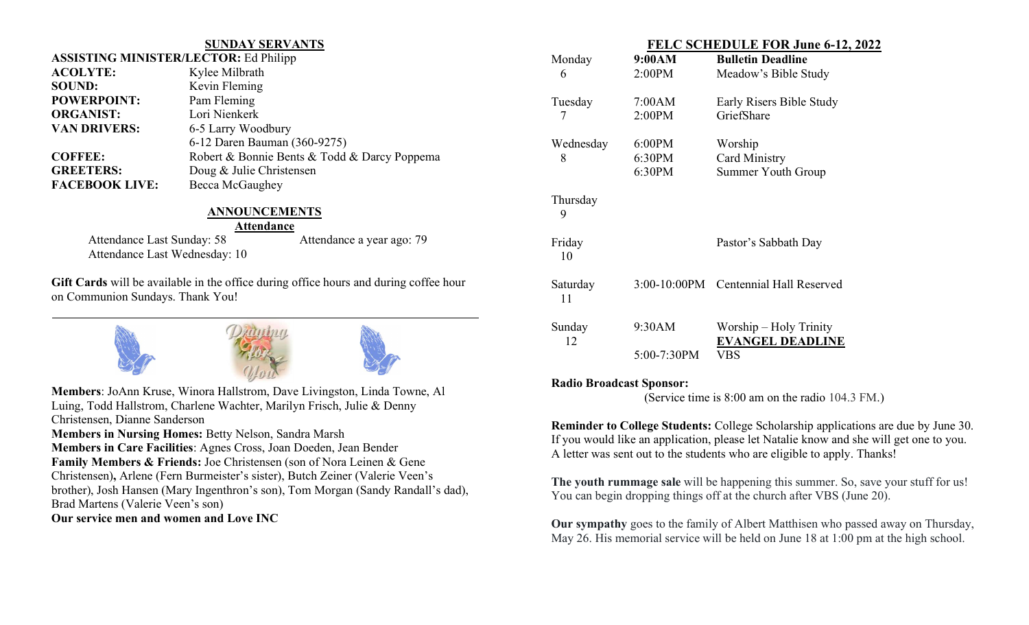## SUNDAY SERVANTS

**ASSISTING MINISTER/LECTOR:** Ed Philipp

| | |
|---|---|
| **ACOLYTE:** | Kylee Milbrath |
| **SOUND:** | Kevin Fleming |
| **POWERPOINT:** | Pam Fleming |
| **ORGANIST:** | Lori Nienkerk |
| **VAN DRIVERS:** | 6-5 Larry Woodbury |
| | 6-12 Daren Bauman (360-9275) |
| **COFFEE:** | Robert & Bonnie Bents & Todd & Darcy Poppema |
| **GREETERS:** | Doug & Julie Christensen |
| **FACEBOOK LIVE:** | Becca McGaughey |

## ANNOUNCEMENTS

### Attendance

Attendance Last Sunday: 58 Attendance a year ago: 79

Attendance Last Wednesday: 10

**Gift Cards** will be available in the office during office hours and during coffee hour on Communion Sundays. Thank You!

Praying for You

**Members**: JoAnn Kruse, Winora Hallstrom, Dave Livingston, Linda Towne, Al Luing, Todd Hallstrom, Charlene Wachter, Marilyn Frisch, Julie & Denny Christensen, Dianne Sanderson

**Members in Nursing Homes:** Betty Nelson, Sandra Marsh

**Members in Care Facilities**: Agnes Cross, Joan Doeden, Jean Bender

**Family Members & Friends:** Joe Christensen (son of Nora Leinen & Gene Christensen)**,** Arlene (Fern Burmeister's sister), Butch Zeiner (Valerie Veen's brother), Josh Hansen (Mary Ingenthron's son), Tom Morgan (Sandy Randall's dad), Brad Martens (Valerie Veen's son)

**Our service men and women and Love INC**

## FELC SCHEDULE FOR June 6-12, 2022

| | | |
|---|---|---|
| Monday 6 | **9:00AM** | **Bulletin Deadline** |
| | 2:00PM | Meadow's Bible Study |
| Tuesday 7 | 7:00AM | Early Risers Bible Study |
| | 2:00PM | GriefShare |
| Wednesday 8 | 6:00PM | Worship |
| | 6:30PM | Card Ministry |
| | 6:30PM | Summer Youth Group |
| Thursday 9 | | |
| Friday 10 | | Pastor's Sabbath Day |
| Saturday 11 | 3:00-10:00PM | Centennial Hall Reserved |
| Sunday 12 | 9:30AM | Worship – Holy Trinity |
| | | **EVANGEL DEADLINE** |
| | 5:00-7:30PM | VBS |

**Radio Broadcast Sponsor:**

(Service time is 8:00 am on the radio 104.3 FM.)

**Reminder to College Students:** College Scholarship applications are due by June 30. If you would like an application, please let Natalie know and she will get one to you. A letter was sent out to the students who are eligible to apply. Thanks!

**The youth rummage sale** will be happening this summer. So, save your stuff for us! You can begin dropping things off at the church after VBS (June 20).

**Our sympathy** goes to the family of Albert Matthisen who passed away on Thursday, May 26. His memorial service will be held on June 18 at 1:00 pm at the high school.